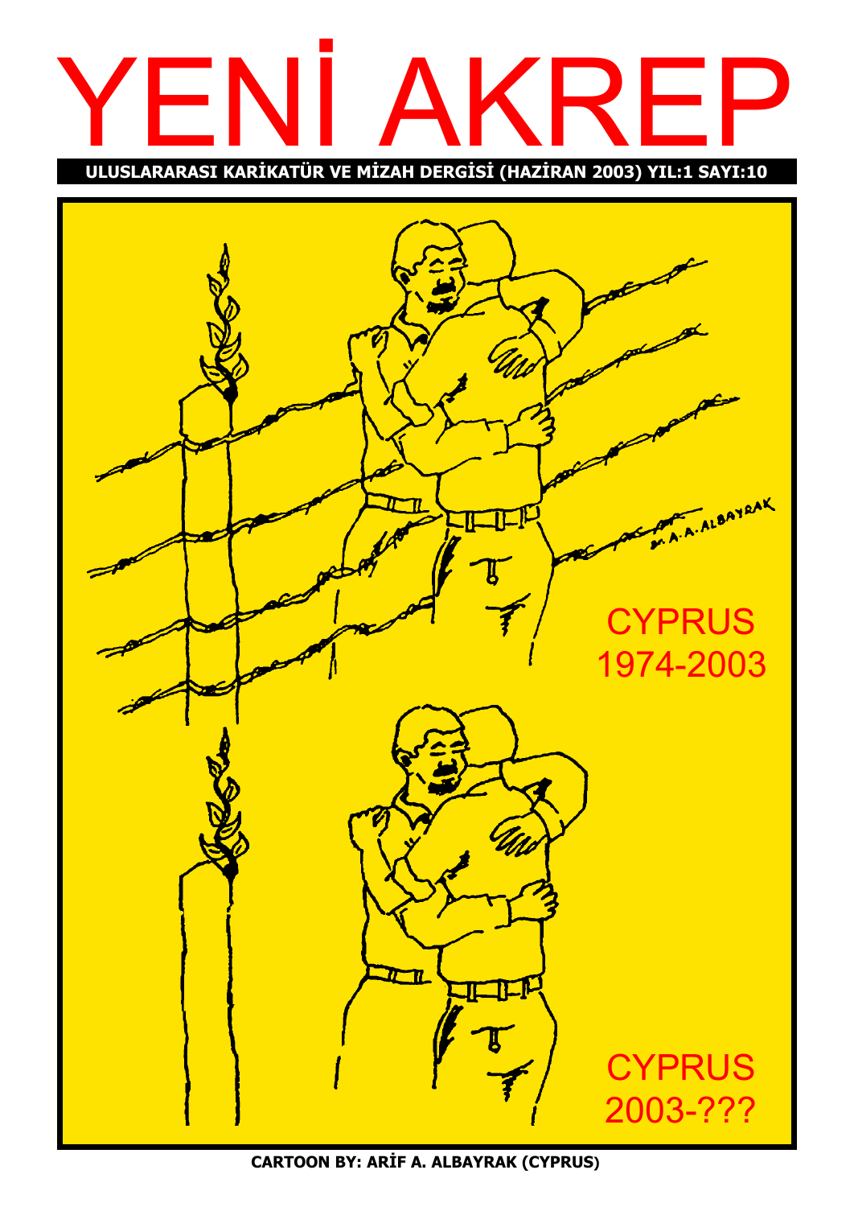# YENİ AKREP

**ULUSLARARASI KARİKATÜR VE MİZAH DERGİSİ (HAZİRAN 2003) YIL:1 SAYI:10**

CYPRUS
1974-2003

CYPRUS
2003-???

**CARTOON BY: ARİF A. ALBAYRAK (CYPRUS)**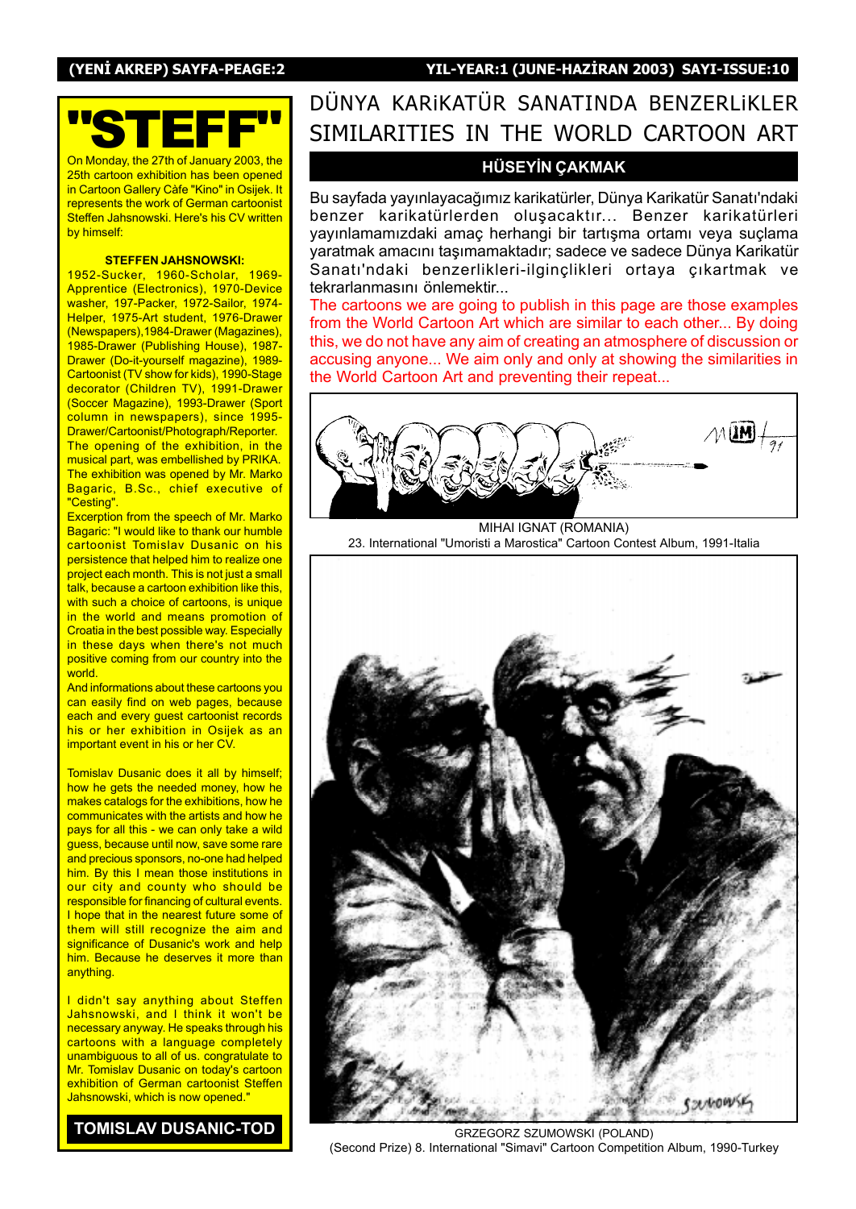# "STEFF"

On Monday, the 27th of January 2003, the 25th cartoon exhibition has been opened in Cartoon Gallery Càfe "Kino" in Osijek. It represents the work of German cartoonist Steffen Jahsnowski. Here's his CV written by himself:

**STEFFEN JAHSNOWSKI:**

1952-Sucker, 1960-Scholar, 1969-Apprentice (Electronics), 1970-Device washer, 197-Packer, 1972-Sailor, 1974-Helper, 1975-Art student, 1976-Drawer (Newspapers),1984-Drawer (Magazines), 1985-Drawer (Publishing House), 1987-Drawer (Do-it-yourself magazine), 1989-Cartoonist (TV show for kids), 1990-Stage decorator (Children TV), 1991-Drawer (Soccer Magazine), 1993-Drawer (Sport column in newspapers), since 1995-Drawer/Cartoonist/Photograph/Reporter.

The opening of the exhibition, in the musical part, was embellished by PRIKA. The exhibition was opened by Mr. Marko Bagaric, B.Sc., chief executive of "Cesting".

Excerption from the speech of Mr. Marko Bagaric: "I would like to thank our humble cartoonist Tomislav Dusanic on his persistence that helped him to realize one project each month. This is not just a small talk, because a cartoon exhibition like this, with such a choice of cartoons, is unique in the world and means promotion of Croatia in the best possible way. Especially in these days when there's not much positive coming from our country into the world.

And informations about these cartoons you can easily find on web pages, because each and every guest cartoonist records his or her exhibition in Osijek as an important event in his or her CV.

Tomislav Dusanic does it all by himself; how he gets the needed money, how he makes catalogs for the exhibitions, how he communicates with the artists and how he pays for all this - we can only take a wild guess, because until now, save some rare and precious sponsors, no-one had helped him. By this I mean those institutions in our city and county who should be responsible for financing of cultural events. I hope that in the nearest future some of them will still recognize the aim and significance of Dusanic's work and help him. Because he deserves it more than anything.

I didn't say anything about Steffen Jahsnowski, and I think it won't be necessary anyway. He speaks through his cartoons with a language completely unambiguous to all of us. congratulate to Mr. Tomislav Dusanic on today's cartoon exhibition of German cartoonist Steffen Jahsnowski, which is now opened."

**TOMISLAV DUSANIC-TOD**

# DÜNYA KARiKATÜR SANATINDA BENZERLiKLER
# SIMILARITIES IN THE WORLD CARTOON ART

## HÜSEYİN ÇAKMAK

Bu sayfada yayınlayacağımız karikatürler, Dünya Karikatür Sanatı'ndaki benzer karikatürlerden oluşacaktır... Benzer karikatürleri yayınlamamızdaki amaç herhangi bir tartışma ortamı veya suçlama yaratmak amacını taşımamaktadır; sadece ve sadece Dünya Karikatür Sanatı'ndaki benzerlikleri-ilginçlikleri ortaya çıkartmak ve tekrarlanmasını önlemektir...

The cartoons we are going to publish in this page are those examples from the World Cartoon Art which are similar to each other... By doing this, we do not have any aim of creating an atmosphere of discussion or accusing anyone... We aim only and only at showing the similarities in the World Cartoon Art and preventing their repeat...

MIHAI IGNAT (ROMANIA)
23. International "Umoristi a Marostica" Cartoon Contest Album, 1991-Italia

GRZEGORZ SZUMOWSKI (POLAND)
(Second Prize) 8. International "Simavi" Cartoon Competition Album, 1990-Turkey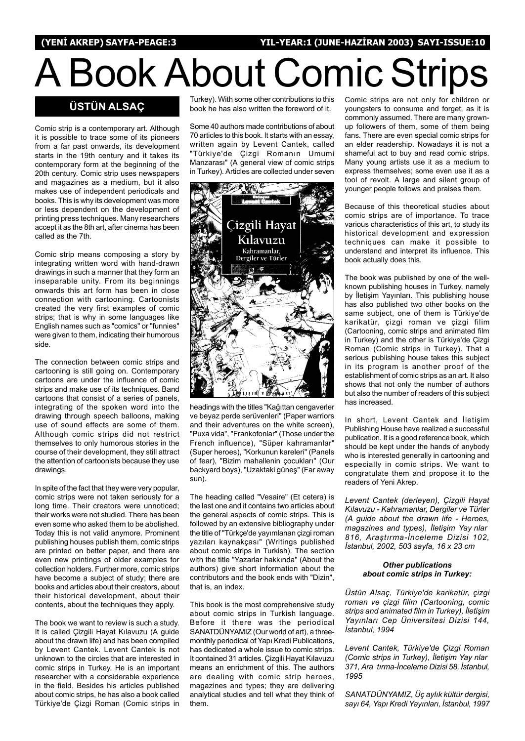# A Book About Comic Strips

## ÜSTÜN ALSAÇ

Comic strip is a contemporary art. Although it is possible to trace some of its pioneers from a far past onwards, its development starts in the 19th century and it takes its contemporary form at the beginning of the 20th century. Comic strip uses newspapers and magazines as a medium, but it also makes use of independent periodicals and books. This is why its development was more or less dependent on the development of printing press techniques. Many researchers accept it as the 8th art, after cinema has been called as the 7th.

Comic strip means composing a story by integrating written word with hand-drawn drawings in such a manner that they form an inseparable unity. From its beginnings onwards this art form has been in close connection with cartooning. Cartoonists created the very first examples of comic strips; that is why in some languages like English names such as "comics" or "funnies" were given to them, indicating their humorous side.

The connection between comic strips and cartooning is still going on. Contemporary cartoons are under the influence of comic strips and make use of its techniques. Band cartoons that consist of a series of panels, integrating of the spoken word into the drawing through speech balloons, making use of sound effects are some of them. Although comic strips did not restrict themselves to only humorous stories in the course of their development, they still attract the attention of cartoonists because they use drawings.

In spite of the fact that they were very popular, comic strips were not taken seriously for a long time. Their creators were unnoticed; their works were not studied. There has been even some who asked them to be abolished. Today this is not valid anymore. Prominent publishing houses publish them, comic strips are printed on better paper, and there are even new printings of older examples for collection holders. Furthermore, comic strips have become a subject of study; there are books and articles about their creators, about their historical development, about their contents, about the techniques they apply.

The book we want to review is such a study. It is called Çizgili Hayat Kılavuzu (A guide about the drawn life) and has been compiled by Levent Cantek. Levent Cantek is not unknown to the circles that are interested in comic strips in Turkey. He is an important researcher with a considerable experience in the field. Besides his articles published about comic strips, he has also a book called Türkiye'de Çizgi Roman (Comic strips in Turkey). With some other contributions to this book he has also written the foreword of it.

Some 40 authors made contributions of about 70 articles to this book. It starts with an essay, written again by Levent Cantek, called "Türkiye'de Çizgi Romanın Umumi Manzarası" (A general view of comic strips in Turkey). Articles are collected under seven headings with the titles "Kağıttan cengaverler ve beyaz perde serüvenleri" (Paper warriors and their adventures on the white screen), "Puxa vida", "Frankofonlar" (Those under the French influence), "Süper kahramanlar" (Super heroes), "Korkunun kareleri" (Panels of fear), "Bizim mahallenin çocukları" (Our backyard boys), "Uzaktaki güneş" (Far away sun).

The heading called "Vesaire" (Et cetera) is the last one and it contains two articles about the general aspects of comic strips. This is followed by an extensive bibliography under the title of "Türkçe'de yayımlanan çizgi roman yazıları kaynakçası" (Writings published about comic strips in Turkish). The section with the title "Yazarlar hakkında" (About the authors) give short information about the contributors and the book ends with "Dizin", that is, an index.

This book is the most comprehensive study about comic strips in Turkish language. Before it there was the periodical SANATDÜNYAMIZ (Our world of art), a three-monthly periodical of Yapı Kredi Publications, has dedicated a whole issue to comic strips. It contained 31 articles. Çizgili Hayat Kılavuzu means an enrichment of this. The authors are dealing with comic strip heroes, magazines and types; they are delivering analytical studies and tell what they think of them.

Comic strips are not only for children or youngsters to consume and forget, as it is commonly assumed. There are many grown-up followers of them, some of them being fans. There are even special comic strips for an elder readership. Nowadays it is not a shameful act to buy and read comic strips. Many young artists use it as a medium to express themselves; some even use it as a tool of revolt. A large and silent group of younger people follows and praises them.

Because of this theoretical studies about comic strips are of importance. To trace various characteristics of this art, to study its historical development and expression techniques can make it possible to understand and interpret its influence. This book actually does this.

The book was published by one of the well-known publishing houses in Turkey, namely by İletişim Yayınları. This publishing house has also published two other books on the same subject, one of them is Türkiye'de karikatür, çizgi roman ve çizgi filim (Cartooning, comic strips and animated film in Turkey) and the other is Türkiye'de Çizgi Roman (Comic strips in Turkey). That a serious publishing house takes this subject in its program is another proof of the establishment of comic strips as an art. It also shows that not only the number of authors but also the number of readers of this subject has increased.

In short, Levent Cantek and İletişim Publishing House have realized a successful publication. It is a good reference book, which should be kept under the hands of anybody who is interested generally in cartooning and especially in comic strips. We want to congratulate them and propose it to the readers of Yeni Akrep.

*Levent Cantek (derleyen), Çizgili Hayat Kılavuzu - Kahramanlar, Dergiler ve Türler (A guide about the drawn life - Heroes, magazines and types), İletişim Yay nlar 816, Araştırma-İnceleme Dizisi 102, İstanbul, 2002, 503 sayfa, 16 x 23 cm*

***Other publications about comic strips in Turkey:***

*Üstün Alsaç, Türkiye'de karikatür, çizgi roman ve çizgi filim (Cartooning, comic strips and animated film in Turkey), İletişim Yayınları Cep Üniversitesi Dizisi 144, İstanbul, 1994*

*Levent Cantek, Türkiye'de Çizgi Roman (Comic strips in Turkey), İletişim Yay nlar 371, Ara tırma-İnceleme Dizisi 58, İstanbul, 1995*

*SANATDÜNYAMIZ, Üç aylık kültür dergisi, sayı 64, Yapı Kredi Yayınları, İstanbul, 1997*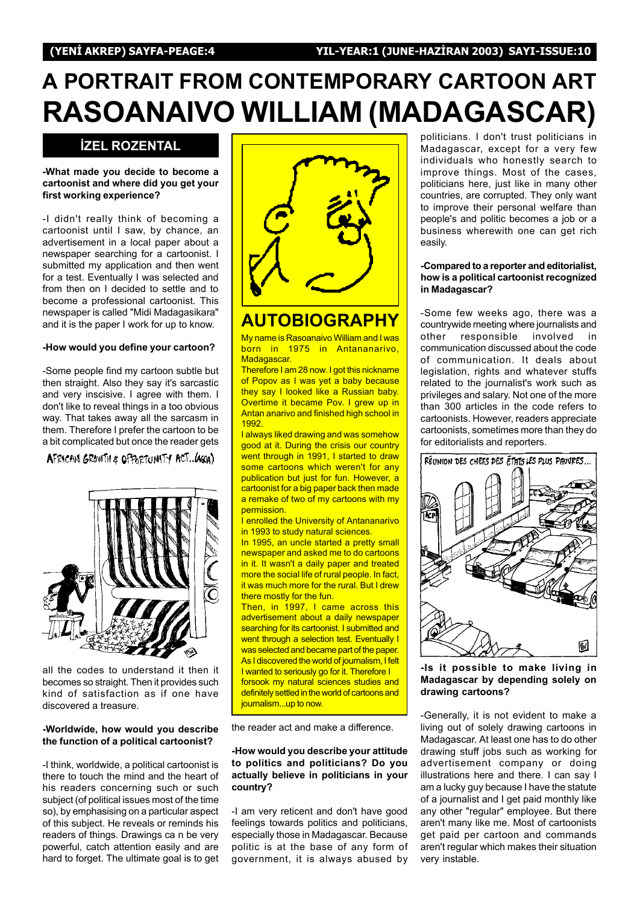# A PORTRAIT FROM CONTEMPORARY CARTOON ART

# RASOANAIVO WILLIAM (MADAGASCAR)

## İZEL ROZENTAL

**-What made you decide to become a cartoonist and where did you get your first working experience?**

-I didn't really think of becoming a cartoonist until I saw, by chance, an advertisement in a local paper about a newspaper searching for a cartoonist. I submitted my application and then went for a test. Eventually I was selected and from then on I decided to settle and to become a professional cartoonist. This newspaper is called "Midi Madagasikara" and it is the paper I work for up to know.

**-How would you define your cartoon?**

-Some people find my cartoon subtle but then straight. Also they say it's sarcastic and very inscisive. I agree with them. I don't like to reveal things in a too obvious way. That takes away all the sarcasm in them. Therefore I prefer the cartoon to be a bit complicated but once the reader gets all the codes to understand it then it becomes so straight. Then it provides such kind of satisfaction as if one have discovered a treasure.

**-Worldwide, how would you describe the function of a political cartoonist?**

-I think, worldwide, a political cartoonist is there to touch the mind and the heart of his readers concerning such or such subject (of political issues most of the time so), by emphasising on a particular aspect of this subject. He reveals or reminds his readers of things. Drawings ca n be very powerful, catch attention easily and are hard to forget. The ultimate goal is to get the reader act and make a difference.

## AUTOBIOGRAPHY

My name is Rasoanaivo William and I was born in 1975 in Antananarivo, Madagascar.

Therefore I am 28 now. I got this nickname of Popov as I was yet a baby because they say I looked like a Russian baby. Overtime it became Pov. I grew up in Antan anarivo and finished high school in 1992.

I always liked drawing and was somehow good at it. During the crisis our country went through in 1991, I started to draw some cartoons which weren't for any publication but just for fun. However, a cartoonist for a big paper back then made a remake of two of my cartoons with my permission.

I enrolled the University of Antananarivo in 1993 to study natural sciences.

In 1995, an uncle started a pretty small newspaper and asked me to do cartoons in it. It wasn't a daily paper and treated more the social life of rural people. In fact, it was much more for the rural. But I drew there mostly for the fun.

Then, in 1997, I came across this advertisement about a daily newspaper searching for its cartoonist. I submitted and went through a selection test. Eventually I was selected and became part of the paper. As I discovered the world of journalism, I felt I wanted to seriously go for it. Therefore I forsook my natural sciences studies and definitely settled in the world of cartoons and journalism...up to now.

**-How would you describe your attitude to politics and politicians? Do you actually believe in politicians in your country?**

-I am very reticent and don't have good feelings towards politics and politicians, especially those in Madagascar. Because politic is at the base of any form of government, it is always abused by politicians. I don't trust politicians in Madagascar, except for a very few individuals who honestly search to improve things. Most of the cases, politicians here, just like in many other countries, are corrupted. They only want to improve their personal welfare than people's and politic becomes a job or a business wherewith one can get rich easily.

**-Compared to a reporter and editorialist, how is a political cartoonist recognized in Madagascar?**

-Some few weeks ago, there was a countrywide meeting where journalists and other responsible involved in communication discussed about the code of communication. It deals about legislation, rights and whatever stuffs related to the journalist's work such as privileges and salary. Not one of the more than 300 articles in the code refers to cartoonists. However, readers appreciate cartoonists, sometimes more than they do for editorialists and reporters.

**-Is it possible to make living in Madagascar by depending solely on drawing cartoons?**

-Generally, it is not evident to make a living out of solely drawing cartoons in Madagascar. At least one has to do other drawing stuff jobs such as working for advertisement company or doing illustrations here and there. I can say I am a lucky guy because I have the statute of a journalist and I get paid monthly like any other "regular" employee. But there aren't many like me. Most of cartoonists get paid per cartoon and commands aren't regular which makes their situation very instable.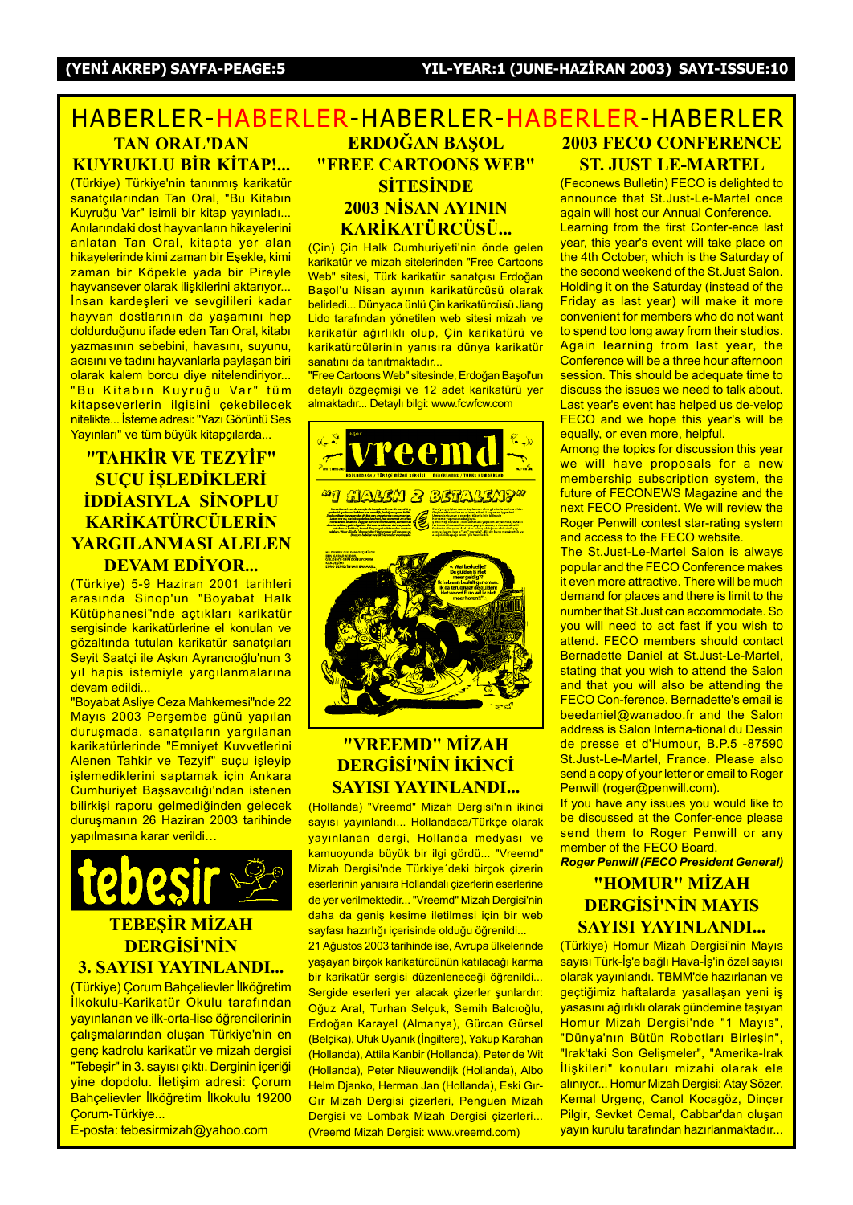# HABERLER-HABERLER-HABERLER-HABERLER-HABERLER

## TAN ORAL'DAN KUYRUKLU BİR KİTAP!...

(Türkiye) Türkiye'nin tanınmış karikatür sanatçılarından Tan Oral, "Bu Kitabın Kuyruğu Var" isimli bir kitap yayınladı... Anılarındaki dost hayvanların hikayelerini anlatan Tan Oral, kitapta yer alan hikayelerinde kimi zaman bir Eşekle, kimi zaman bir Köpekle yada bir Pireyle hayvansever olarak ilişkilerini aktarıyor... İnsan kardeşleri ve sevgilileri kadar hayvan dostlarının da yaşamını hep doldurduğunu ifade eden Tan Oral, kitabı yazmasının sebebini, havasını, suyunu, acısını ve tadını hayvanlarla paylaşan biri olarak kalem borcu diye nitelendiriyor... "Bu Kitabın Kuyruğu Var" tüm kitapseverlerin ilgisini çekebilecek nitelikte... İsteme adresi: "Yazı Görüntü Ses Yayınları" ve tüm büyük kitapçılarda...

## "TAHKİR VE TEZYİF" SUÇU İŞLEDİKLERİ İDDİASIYLA SİNOPLU KARİKATÜRCÜLERİN YARGILANMASI ALELEN DEVAM EDİYOR...

(Türkiye) 5-9 Haziran 2001 tarihleri arasında Sinop'un "Boyabat Halk Kütüphanesi"nde açtıkları karikatür sergisinde karikatürlerine el konulan ve gözaltında tutulan karikatür sanatçıları Seyit Saatçi ile Aşkın Ayrancıoğlu'nun 3 yıl hapis istemiyle yargılanmalarına devam edildi...

"Boyabat Asliye Ceza Mahkemesi"nde 22 Mayıs 2003 Perşembe günü yapılan duruşmada, sanatçıların yargılanan karikatürlerinde "Emniyet Kuvvetlerini Alenen Tahkir ve Tezyif" suçu işleyip işlemediklerini saptamak için Ankara Cumhuriyet Başsavcılığı'ndan istenen bilirkişi raporu gelmediğinden gelecek duruşmanın 26 Haziran 2003 tarihinde yapılmasına karar verildi…

## TEBEŞİR MİZAH DERGİSİ'NİN 3. SAYISI YAYINLANDI...

(Türkiye) Çorum Bahçelievler İlköğretim İlkokulu-Karikatür Okulu tarafından yayınlanan ve ilk-orta-lise öğrencilerinin çalışmalarından oluşan Türkiye'nin en genç kadrolu karikatür ve mizah dergisi "Tebeşir" in 3. sayısı çıktı. Derginin içeriği yine dopdolu. İletişim adresi: Çorum Bahçelievler İlköğretim İlkokulu 19200 Çorum-Türkiye...

E-posta: tebesirmizah@yahoo.com

## ERDOĞAN BAŞOL "FREE CARTOONS WEB" SİTESİNDE 2003 NİSAN AYININ KARİKATÜRCÜSÜ...

(Çin) Çin Halk Cumhuriyeti'nin önde gelen karikatür ve mizah sitelerinden "Free Cartoons Web" sitesi, Türk karikatür sanatçısı Erdoğan Başol'u Nisan ayının karikatürcüsü olarak belirledi... Dünyaca ünlü Çin karikatürcüsü Jiang Lido tarafından yönetilen web sitesi mizah ve karikatür ağırlıklı olup, Çin karikatürü ve karikatürcülerinin yanısıra dünya karikatür sanatını da tanıtmaktadır...

"Free Cartoons Web" sitesinde, Erdoğan Başol'un detaylı özgeçmişi ve 12 adet karikatürü yer almaktadır... Detaylı bilgi: www.fcwfcw.com

## "VREEMD" MİZAH DERGİSİ'NİN İKİNCİ SAYISI YAYINLANDI...

(Hollanda) "Vreemd" Mizah Dergisi'nin ikinci sayısı yayınlandı... Hollandaca/Türkçe olarak yayınlanan dergi, Hollanda medyası ve kamuoyunda büyük bir ilgi gördü... "Vreemd" Mizah Dergisi'nde Türkiye´deki birçok çizerin eserlerinin yanısıra Hollandalı çizerlerin eserlerine de yer verilmektedir... "Vreemd" Mizah Dergisi'nin daha da geniş kesime iletilmesi için bir web sayfası hazırlığı içerisinde olduğu öğrenildi...

21 Ağustos 2003 tarihinde ise, Avrupa ülkelerinde yaşayan birçok karikatürcünün katılacağı karma bir karikatür sergisi düzenleneceği öğrenildi... Sergide eserleri yer alacak çizerler şunlardır: Oğuz Aral, Turhan Selçuk, Semih Balcıoğlu, Erdoğan Karayel (Almanya), Gürcan Gürsel (Belçika), Ufuk Uyanık (İngiltere), Yakup Karahan (Hollanda), Attila Kanbir (Hollanda), Peter de Wit (Hollanda), Peter Nieuwendijk (Hollanda), Albo Helm Djanko, Herman Jan (Hollanda), Eski Gır-Gır Mizah Dergisi çizerleri, Penguen Mizah Dergisi ve Lombak Mizah Dergisi çizerleri... (Vreemd Mizah Dergisi: www.vreemd.com)

## 2003 FECO CONFERENCE ST. JUST LE-MARTEL

(Feconews Bulletin) FECO is delighted to announce that St.Just-Le-Martel once again will host our Annual Conference. Learning from the first Confer-ence last year, this year's event will take place on the 4th October, which is the Saturday of the second weekend of the St.Just Salon. Holding it on the Saturday (instead of the Friday as last year) will make it more convenient for members who do not want to spend too long away from their studios. Again learning from last year, the Conference will be a three hour afternoon session. This should be adequate time to discuss the issues we need to talk about. Last year's event has helped us de-velop FECO and we hope this year's will be equally, or even more, helpful.

Among the topics for discussion this year we will have proposals for a new membership subscription system, the future of FECONEWS Magazine and the next FECO President. We will review the Roger Penwill contest star-rating system and access to the FECO website.

The St.Just-Le-Martel Salon is always popular and the FECO Conference makes it even more attractive. There will be much demand for places and there is limit to the number that St.Just can accommodate. So you will need to act fast if you wish to attend. FECO members should contact Bernadette Daniel at St.Just-Le-Martel, stating that you wish to attend the Salon and that you will also be attending the FECO Con-ference. Bernadette's email is beedaniel@wanadoo.fr and the Salon address is Salon Interna-tional du Dessin de presse et d'Humour, B.P.5 -87590 St.Just-Le-Martel, France. Please also send a copy of your letter or email to Roger Penwill (roger@penwill.com).

If you have any issues you would like to be discussed at the Confer-ence please send them to Roger Penwill or any member of the FECO Board.

***Roger Penwill (FECO President General)***

## "HOMUR" MİZAH DERGİSİ'NİN MAYIS SAYISI YAYINLANDI...

(Türkiye) Homur Mizah Dergisi'nin Mayıs sayısı Türk-İş'e bağlı Hava-İş'in özel sayısı olarak yayınlandı. TBMM'de hazırlanan ve geçtiğimiz haftalarda yasallaşan yeni iş yasasını ağırlıklı olarak gündemine taşıyan Homur Mizah Dergisi'nde "1 Mayıs", "Dünya'nın Bütün Robotları Birleşin", "Irak'taki Son Gelişmeler", "Amerika-Irak İlişkileri" konuları mizahi olarak ele alınıyor... Homur Mizah Dergisi; Atay Sözer, Kemal Urgenç, Canol Kocagöz, Dinçer Pilgir, Sevket Cemal, Cabbar'dan oluşan yayın kurulu tarafından hazırlanmaktadır...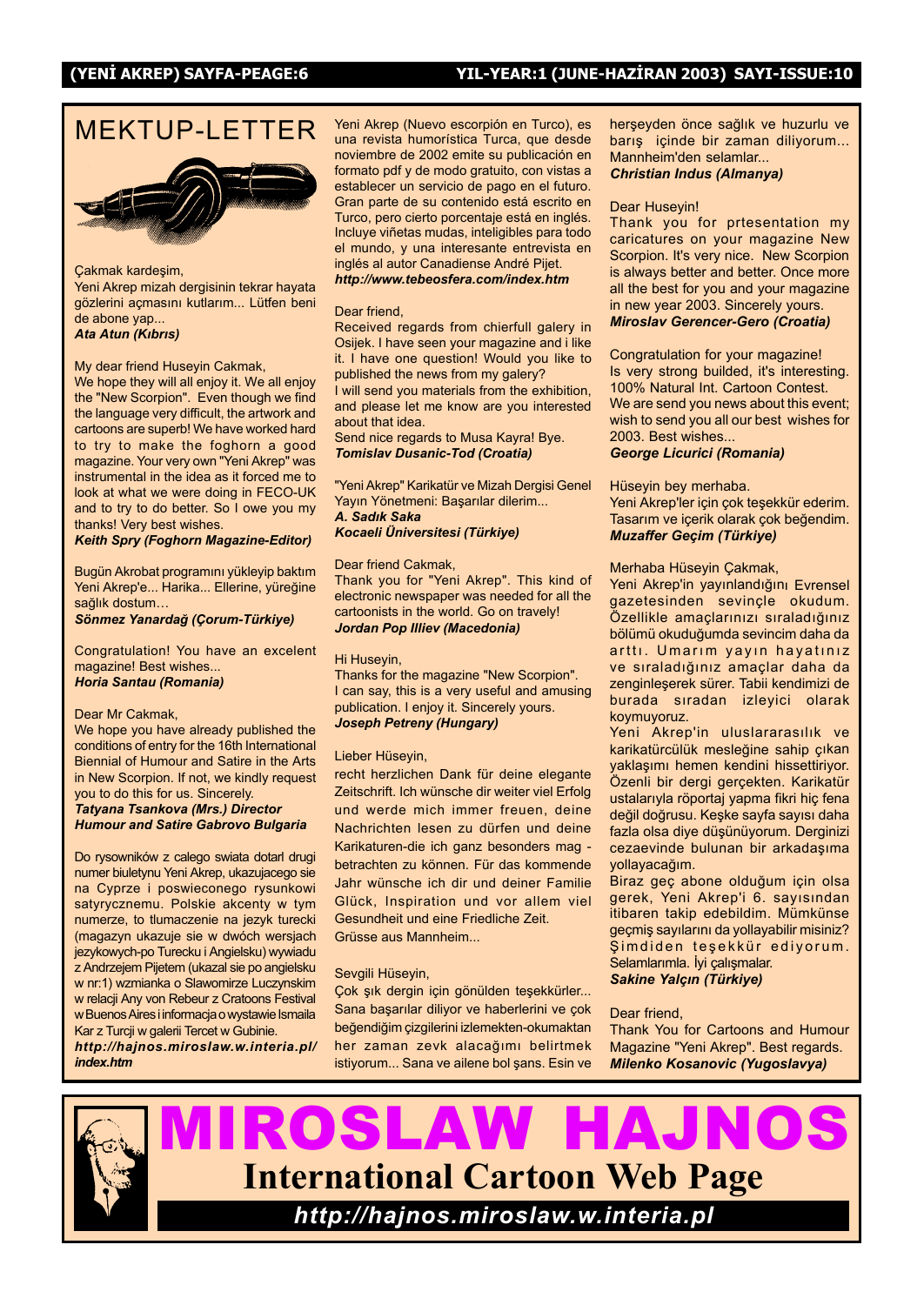# MEKTUP-LETTER

Çakmak kardeşim,
Yeni Akrep mizah dergisinin tekrar hayata gözlerini açmasını kutlarım... Lütfen beni de abone yap...
***Ata Atun (Kıbrıs)***

My dear friend Huseyin Cakmak,
We hope they will all enjoy it. We all enjoy the "New Scorpion". Even though we find the language very difficult, the artwork and cartoons are superb! We have worked hard to try to make the foghorn a good magazine. Your very own "Yeni Akrep" was instrumental in the idea as it forced me to look at what we were doing in FECO-UK and to try to do better. So I owe you my thanks! Very best wishes.
***Keith Spry (Foghorn Magazine-Editor)***

Bugün Akrobat programını yükleyip baktım Yeni Akrep'e... Harika... Ellerine, yüreğine sağlık dostum…
***Sönmez Yanardağ (Çorum-Türkiye)***

Congratulation! You have an excelent magazine! Best wishes...
***Horia Santau (Romania)***

Dear Mr Cakmak,
We hope you have already published the conditions of entry for the 16th International Biennial of Humour and Satire in the Arts in New Scorpion. If not, we kindly request you to do this for us. Sincerely.
***Tatyana Tsankova (Mrs.) Director***
***Humour and Satire Gabrovo Bulgaria***

Do rysowników z calego swiata dotarl drugi numer biuletynu Yeni Akrep, ukazujacego sie na Cyprze i poswieconego rysunkowi satyrycznemu. Polskie akcenty w tym numerze, to tlumaczenie na jezyk turecki (magazyn ukazuje sie w dwóch wersjach jezykowych-po Turecku i Angielsku) wywiadu z Andrzejem Pijetem (ukazal sie po angielsku w nr:1) wzmianka o Slawomirze Luczynskim w relacji Any von Rebeur z Cratoons Festival w Buenos Aires i informacja o wystawie Ismaila Kar z Turcji w galerii Tercet w Gubinie.
***http://hajnos.miroslaw.w.interia.pl/index.htm***

Yeni Akrep (Nuevo escorpión en Turco), es una revista humorística Turca, que desde noviembre de 2002 emite su publicación en formato pdf y de modo gratuito, con vistas a establecer un servicio de pago en el futuro. Gran parte de su contenido está escrito en Turco, pero cierto porcentaje está en inglés. Incluye viñetas mudas, inteligibles para todo el mundo, y una interesante entrevista en inglés al autor Canadiense André Pijet.
***http://www.tebeosfera.com/index.htm***

Dear friend,
Received regards from chierfull galery in Osijek. I have seen your magazine and i like it. I have one question! Would you like to published the news from my galery?
I will send you materials from the exhibition, and please let me know are you interested about that idea.
Send nice regards to Musa Kayra! Bye.
***Tomislav Dusanic-Tod (Croatia)***

"Yeni Akrep" Karikatür ve Mizah Dergisi Genel Yayın Yönetmeni: Başarılar dilerim...
***A. Sadık Saka***
***Kocaeli Üniversitesi (Türkiye)***

Dear friend Cakmak,
Thank you for "Yeni Akrep". This kind of electronic newspaper was needed for all the cartoonists in the world. Go on travely!
***Jordan Pop Illiev (Macedonia)***

Hi Huseyin,
Thanks for the magazine "New Scorpion".
I can say, this is a very useful and amusing publication. I enjoy it. Sincerely yours.
***Joseph Petreny (Hungary)***

Lieber Hüseyin,
recht herzlichen Dank für deine elegante Zeitschrift. Ich wünsche dir weiter viel Erfolg und werde mich immer freuen, deine Nachrichten lesen zu dürfen und deine Karikaturen-die ich ganz besonders mag - betrachten zu können. Für das kommende Jahr wünsche ich dir und deiner Familie Glück, Inspiration und vor allem viel Gesundheit und eine Friedliche Zeit.
Grüsse aus Mannheim...

Sevgili Hüseyin,
Çok şık dergin için gönülden teşekkürler... Sana başarılar diliyor ve haberlerini ve çok beğendiğim çizgilerini izlemekten-okumaktan her zaman zevk alacağımı belirtmek istiyorum... Sana ve ailene bol şans. Esin ve herşeyden önce sağlık ve huzurlu ve barış içinde bir zaman diliyorum... Mannheim'den selamlar...
***Christian Indus (Almanya)***

Dear Huseyin!
Thank you for prtesentation my caricatures on your magazine New Scorpion. It's very nice. New Scorpion is always better and better. Once more all the best for you and your magazine in new year 2003. Sincerely yours.
***Miroslav Gerencer-Gero (Croatia)***

Congratulation for your magazine!
Is very strong builded, it's interesting.
100% Natural Int. Cartoon Contest.
We are send you news about this event; wish to send you all our best wishes for 2003. Best wishes...
***George Licurici (Romania)***

Hüseyin bey merhaba.
Yeni Akrep'ler için çok teşekkür ederim.
Tasarım ve içerik olarak çok beğendim.
***Muzaffer Geçim (Türkiye)***

Merhaba Hüseyin Çakmak,
Yeni Akrep'in yayınlandığını Evrensel gazetesinden sevinçle okudum. Özellikle amaçlarınızı sıraladığınız bölümü okuduğumda sevincim daha da arttı. Umarım yayın hayatınız ve sıraladığınız amaçlar daha da zenginleşerek sürer. Tabii kendimizi de burada sıradan izleyici olarak koymuyoruz.
Yeni Akrep'in uluslararasılık ve karikatürcülük mesleğine sahip çıkan yaklaşımı hemen kendini hissettiriyor. Özenli bir dergi gerçekten. Karikatür ustalarıyla röportaj yapma fikri hiç fena değil doğrusu. Keşke sayfa sayısı daha fazla olsa diye düşünüyorum. Derginizi cezaevinde bulunan bir arkadaşıma yollayacağım.
Biraz geç abone olduğum için olsa gerek, Yeni Akrep'i 6. sayısından itibaren takip edebildim. Mümkünse geçmiş sayılarını da yollayabilir misiniz? Şimdiden teşekkür ediyorum. Selamlarımla. İyi çalışmalar.
***Sakine Yalçın (Türkiye)***

Dear friend,
Thank You for Cartoons and Humour Magazine "Yeni Akrep". Best regards.
***Milenko Kosanovic (Yugoslavya)***

---

# MIROSLAW HAJNOS

## International Cartoon Web Page

***http://hajnos.miroslaw.w.interia.pl***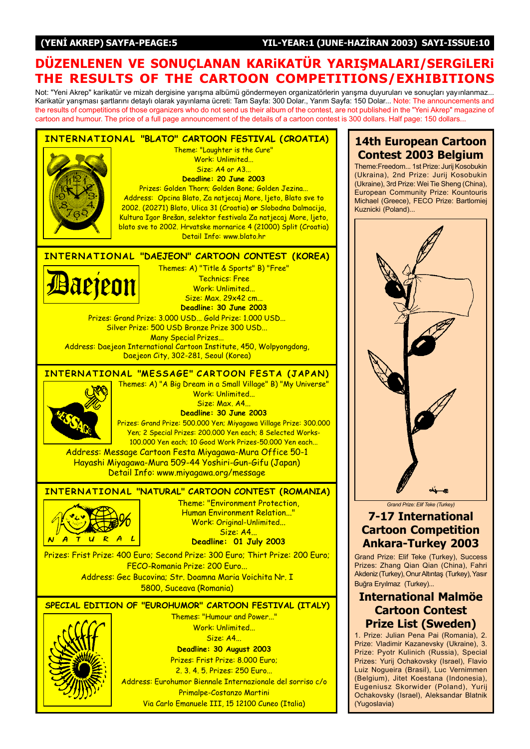# DÜZENLENEN VE SONUÇLANAN KARiKATÜR YARIŞMALARI/SERGiLERi
# THE RESULTS OF THE CARTOON COMPETITIONS/EXHIBITIONS

Not: "Yeni Akrep" karikatür ve mizah dergisine yarışma albümü göndermeyen organizatörlerin yarışma duyuruları ve sonuçları yayınlanmaz... Karikatür yarışması şartlarını detaylı olarak yayınlama ücreti: Tam Sayfa: 300 Dolar., Yarım Sayfa: 150 Dolar... Note: The announcements and the results of competitions of those organizers who do not send us their album of the contest, are not published in the "Yeni Akrep" magazine of cartoon and humour. The price of a full page announcement of the details of a cartoon contest is 300 dollars. Half page: 150 dollars...

## INTERNATIONAL "BLATO" CARTOON FESTIVAL (CROATIA)

Theme: "Laughter is the Cure"
Work: Unlimited...
Size: A4 or A3...
**Deadline: 20 June 2003**
Prizes: Golden Thorn; Golden Bone; Golden Jezina...
Address: Opcina Blato, Za natjecaj More, ljeto, Blato sve to 2002. (20271) Blato, Ulica 31 (Croatia) **or** Slobodna Dalmacija, Kultura Igor Brešan, selektor festivala Za natjecaj More, ljeto, blato sve to 2002. Hrvatske mornarice 4 (21000) Split (Croatia)
Detail Info: www.blato.hr

## INTERNATIONAL "DAEJEON" CARTOON CONTEST (KOREA)

Themes: A) "Title & Sports" B) "Free"
Technics: Free
Work: Unlimited...
Size: Max. 29x42 cm...
**Deadline: 30 June 2003**
Prizes: Grand Prize: 3.000 USD... Gold Prize: 1.000 USD... Silver Prize: 500 USD Bronze Prize 300 USD...
Many Special Prizes...
Address: Daejeon International Cartoon Institute, 450, Wolpyongdong, Daejeon City, 302-281, Seoul (Korea)

## INTERNATIONAL "MESSAGE" CARTOON FESTA (JAPAN)

Themes: A) "A Big Dream in a Small Village" B) "My Universe"
Work: Unlimited...
Size: Max. A4...
**Deadline: 30 June 2003**
Prizes: Grand Prize: 500.000 Yen; Miyagawa Village Prize: 300.000 Yen; 2 Special Prizes: 200.000 Yen each; 8 Selected Works-100.000 Yen each; 10 Good Work Prizes-50.000 Yen each...
Address: Message Cartoon Festa Miyagawa-Mura Office 50-1 Hayashi Miyagawa-Mura 509-44 Yoshiri-Gun-Gifu (Japan)
Detail Info: www.miyagawa.org/message

## INTERNATIONAL "NATURAL" CARTOON CONTEST (ROMANIA)

Theme: "Environment Protection, Human Environment Relation..."
Work: Original-Unlimited...
Size: A4...
**Deadline: 01 July 2003**
Prizes: Frist Prize: 400 Euro; Second Prize: 300 Euro; Thirt Prize: 200 Euro; FECO-Romania Prize: 200 Euro...
Address: Gec Bucovina; Str. Doamna Maria Voichita Nr. I 5800, Suceava (Romania)

## SPECIAL EDITION OF "EUROHUMOR" CARTOON FESTIVAL (ITALY)

Themes: "Humour and Power..."
Work: Unlimited...
Size: A4...
**Deadline: 30 August 2003**
Prizes: Frist Prize: 8.000 Euro;
2. 3. 4. 5. Prizes: 250 Euro...
Address: Eurohumor Biennale Internazionale del sorriso c/o Primalpe-Costanzo Martini
Via Carlo Emanuele III, 15 12100 Cuneo (Italia)

## 14th European Cartoon Contest 2003 Belgium

Theme:Freedom... 1st Prize: Jurij Kosobukin (Ukraina), 2nd Prize: Jurij Kosobukin (Ukraine), 3rd Prize: Wei Tie Sheng (China), European Community Prize: Kountouris Michael (Greece), FECO Prize: Bartlomiej Kuznicki (Poland)...

*Grand Prize: Elif Teke (Turkey)*

## 7-17 International Cartoon Competition Ankara-Turkey 2003

Grand Prize: Elif Teke (Turkey), Success Prizes: Zhang Qian Qian (China), Fahri Akdeniz (Turkey), Onur Altıntaş (Turkey), Yasır Buğra Eryılmaz (Turkey)...

## International Malmöe Cartoon Contest Prize List (Sweden)

1. Prize: Julian Pena Pai (Romania), 2. Prize: Vladimir Kazanevsky (Ukraine), 3. Prize: Pyotr Kulinich (Russia), Special Prizes: Yurij Ochakovsky (Israel), Flavio Luiz Nogueira (Brasil), Luc Vernimmen (Belgium), Jitet Koestana (Indonesia), Eugeniusz Skorwider (Poland), Yurij Ochakovsky (Israel), Aleksandar Blatnik (Yugoslavia)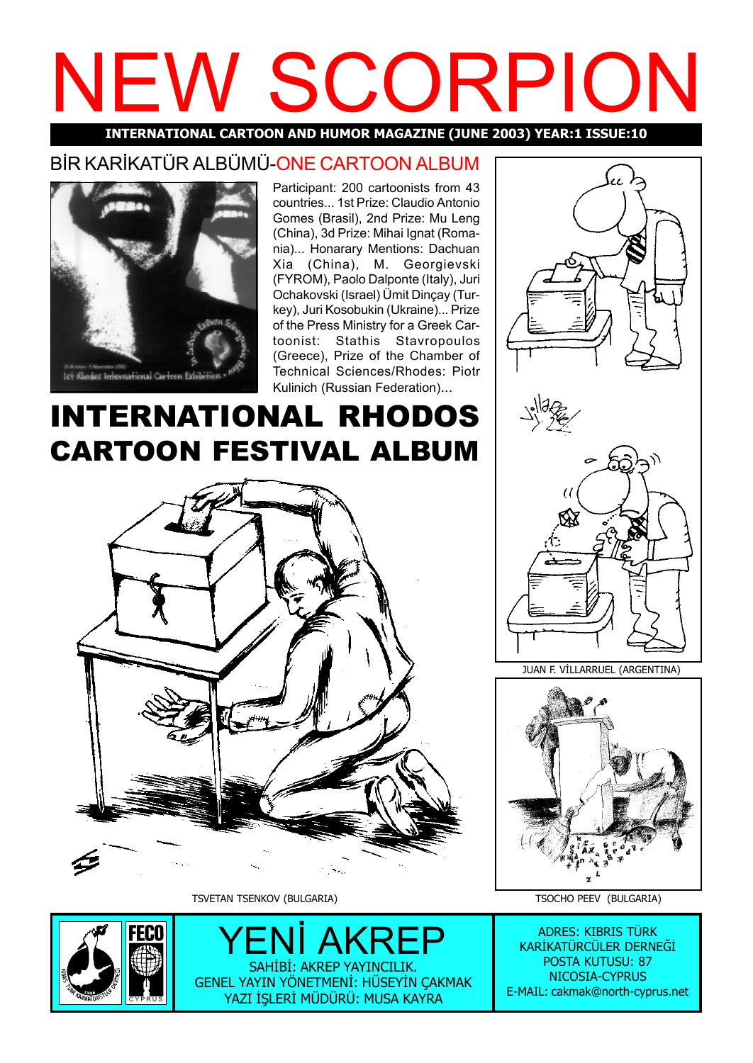# NEW SCORPION

**INTERNATIONAL CARTOON AND HUMOR MAGAZINE (JUNE 2003) YEAR:1 ISSUE:10**

## BİR KARİKATÜR ALBÜMÜ-ONE CARTOON ALBUM

Participant: 200 cartoonists from 43 countries... 1st Prize: Claudio Antonio Gomes (Brasil), 2nd Prize: Mu Leng (China), 3d Prize: Mihai Ignat (Romania)... Honarary Mentions: Dachuan Xia (China), M. Georgievski (FYROM), Paolo Dalponte (Italy), Juri Ochakovski (Israel) Ümit Dinçay (Turkey), Juri Kosobukin (Ukraine)... Prize of the Press Ministry for a Greek Cartoonist: Stathis Stavropoulos (Greece), Prize of the Chamber of Technical Sciences/Rhodes: Piotr Kulinich (Russian Federation)...

# INTERNATIONAL RHODOS CARTOON FESTIVAL ALBUM

JUAN F. VİLLARRUEL (ARGENTINA)

TSVETAN TSENKOV (BULGARIA)

TSOCHO PEEV (BULGARIA)

# YENİ AKREP

SAHİBİ: AKREP YAYINCILIK.
GENEL YAYIN YÖNETMENİ: HÜSEYİN ÇAKMAK
YAZI İŞLERİ MÜDÜRÜ: MUSA KAYRA

ADRES: KIBRIS TÜRK KARİKATÜRCÜLER DERNEĞİ
POSTA KUTUSU: 87
NICOSIA-CYPRUS
E-MAIL: cakmak@north-cyprus.net